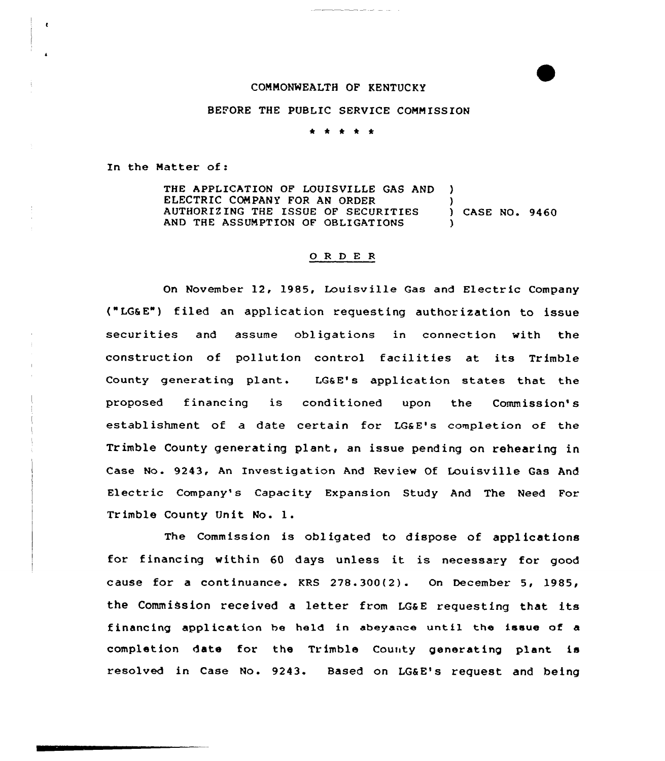COMMONWEALTH OF KENTUCKY

BEFORE THE PUBLIC SERVICE COMMISSION

\* \* \* \* \*

In the Matter of:

THE APPLICATION OF LOUISVILLE GAS AND ELECTRIC COMPANY FOR AN ORDER AUTHORIZING THE ISSUE OF SECURITIES AND THE ASSUMPTION OF OBLIGATIONS ) CASE NO. 9460

## O R D E R

On November 12, 1985, Louisville Gas and Electric Company ("LG&E") filed an application requesting authorization to issue securities and assume obligations in connection with the construction of pollution control facilities at its Trimble County generating plant. LG&E's application states that the proposed financing is conditioned upon the Commission's establishment of a date certain for LG&E's completion of the Trimble County generating plant, an issue pending on rehearing in Case No. 9243, An Investigation And Review Of Louisville Gas And Electric Company's Capacity Expansion Study And The Need For Trimble County Unit No. 1.

The Commission is obligated to dispose of applications for financing within 60 days unless it is necessary for good cause for a continuance. KRS 278.300(2). On December 5, 1985, the Commission received a letter from LG&E requesting that its financing application be held in abeyance until the issue of a completion date for the Trimble County generating plant is resolved in Case No. 9243. Based on LG&E's request and being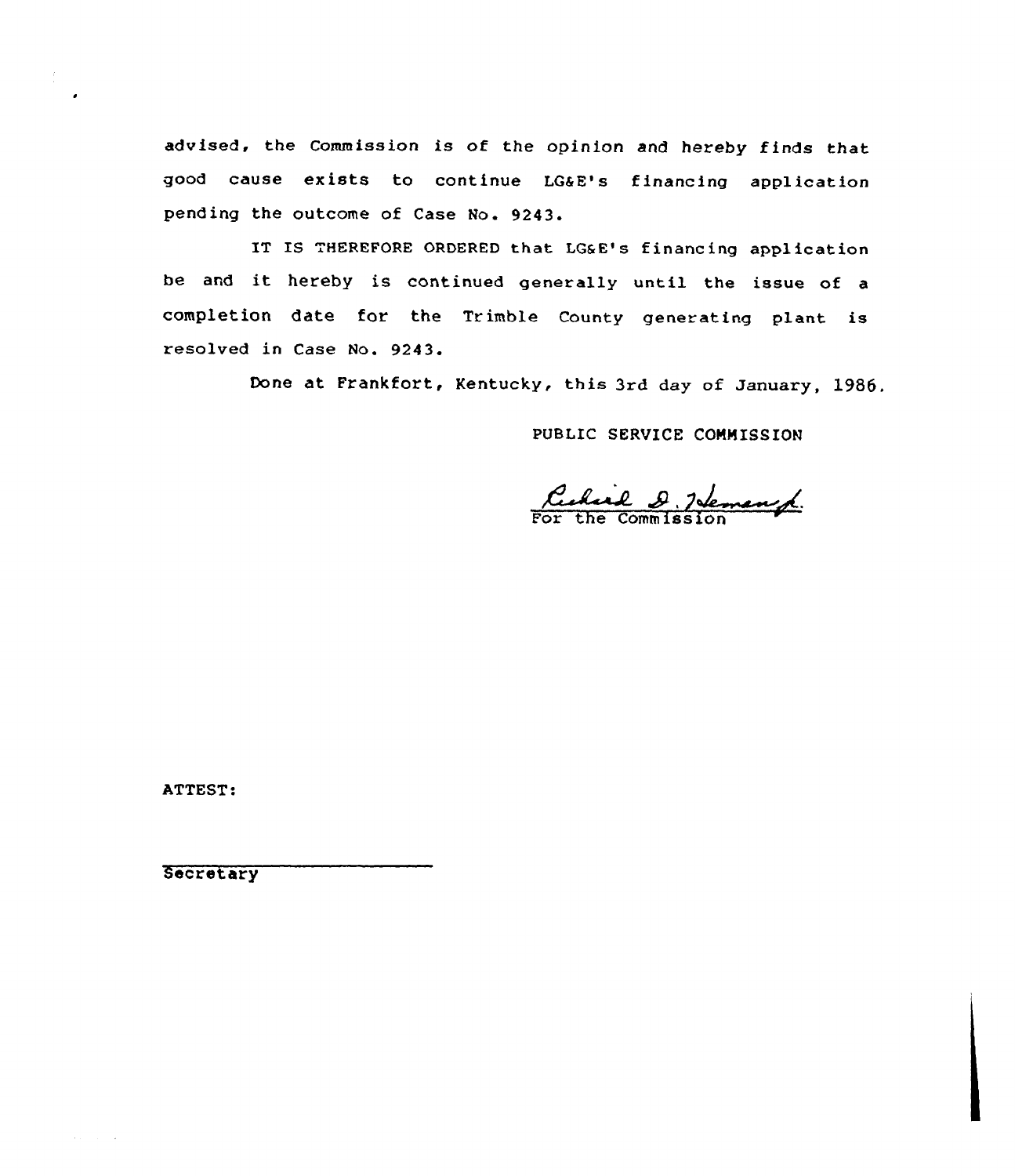advised, the Commission is of the opinion and hereby finds that good cause exists to continue LG&E's financing application pending the outcome of Case No. 9243.

IT IS THEREFORE ORDERED that LG&E's financing application be and it hereby is continued generally until the issue of a completion date for the Trimble County generating plant is resolved in Case No. 9243.

Done at Frankfort, Kentucky, this 3rd day of January, 1986.

PUBLIC SERVICE COMMISSION

Richard D. Heman, Jr.
For the Commission

ATTEST:

Secretary